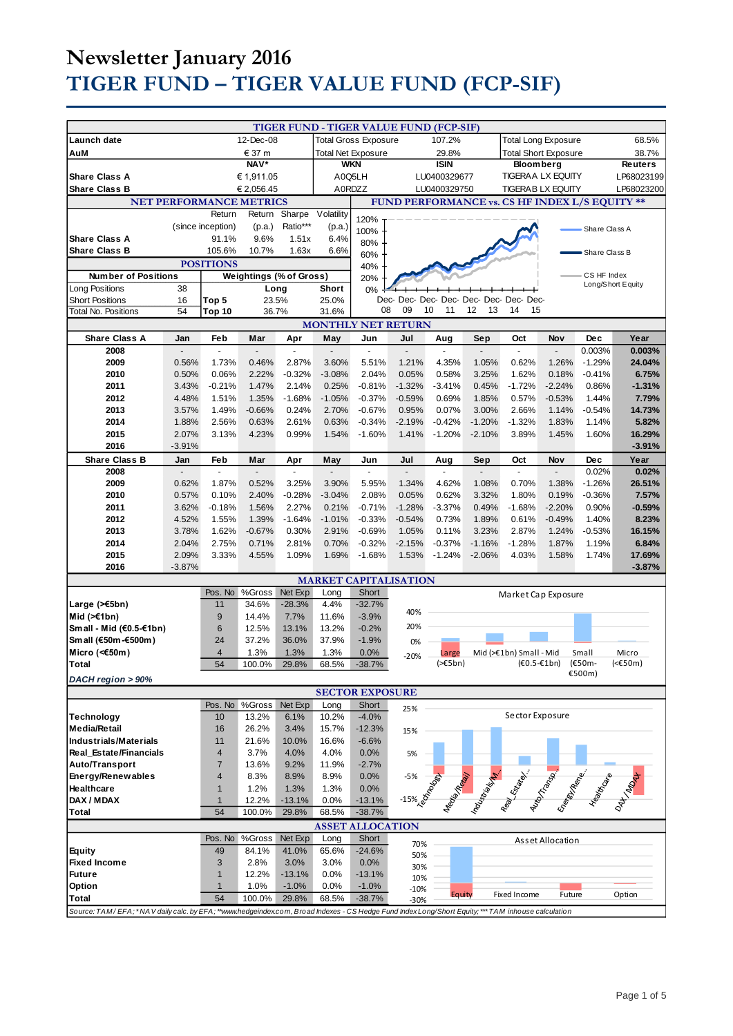# Newsletter January 2016

# TIGER FUND – TIGER VALUE FUND (FCP-SIF)

## TIGER FUND - TIGER VALUE FUND (FCP-SIF)

| | | | | | |
|---|---|---|---|---|---|
| Launch date | 12-Dec-08 | Total Gross Exposure | 107.2% | Total Long Exposure | 68.5% |
| AuM | € 37 m | Total Net Exposure | 29.8% | Total Short Exposure | 38.7% |

| | NAV* | WKN | ISIN | Bloomberg | Reuters |
|---|---|---|---|---|---|
| Share Class A | € 1,911.05 | A0Q5LH | LU0400329677 | TIGERAA LX EQUITY | LP68023199 |
| Share Class B | € 2,056.45 | A0RDZZ | LU0400329750 | TIGERAB LX EQUITY | LP68023200 |

## NET PERFORMANCE METRICS

| | Return (since inception) | Return (p.a.) | Sharpe Ratio*** | Volatility (p.a.) |
|---|---|---|---|---|
| Share Class A | 91.1% | 9.6% | 1.51x | 6.4% |
| Share Class B | 105.6% | 10.7% | 1.63x | 6.6% |

## FUND PERFORMANCE vs. CS HF INDEX L/S EQUITY **

Chart: Share Class A, Share Class B, CS HF Index Long/Short Equity (Dec-08 to Dec-15)

## POSITIONS

| Number of Positions | | Weightings (% of Gross) | Long | Short |
|---|---|---|---|---|
| Long Positions | 38 | Top 5 | 23.5% | 25.0% |
| Short Positions | 16 | Top 10 | 36.7% | 31.6% |
| Total No. Positions | 54 | | | |

## MONTHLY NET RETURN

| Share Class A | Jan | Feb | Mar | Apr | May | Jun | Jul | Aug | Sep | Oct | Nov | Dec | Year |
|---|---|---|---|---|---|---|---|---|---|---|---|---|---|
| 2008 | - | - | - | - | - | - | - | - | - | - | - | 0.003% | **0.003%** |
| 2009 | 0.56% | 1.73% | 0.46% | 2.87% | 3.60% | 5.51% | 1.21% | 4.35% | 1.05% | 0.62% | 1.26% | -1.29% | **24.04%** |
| 2010 | 0.50% | 0.06% | 2.22% | -0.32% | -3.08% | 2.04% | 0.05% | 0.58% | 3.25% | 1.62% | 0.18% | -0.41% | **6.75%** |
| 2011 | 3.43% | -0.21% | 1.47% | 2.14% | 0.25% | -0.81% | -1.32% | -3.41% | 0.45% | -1.72% | -2.24% | 0.86% | **-1.31%** |
| 2012 | 4.48% | 1.51% | 1.35% | -1.68% | -1.05% | -0.37% | -0.59% | 0.69% | 1.85% | 0.57% | -0.53% | 1.44% | **7.79%** |
| 2013 | 3.57% | 1.49% | -0.66% | 0.24% | 2.70% | -0.67% | 0.95% | 0.07% | 3.00% | 2.66% | 1.14% | -0.54% | **14.73%** |
| 2014 | 1.88% | 2.56% | 0.63% | 2.61% | 0.63% | -0.34% | -2.19% | -0.42% | -1.20% | -1.32% | 1.83% | 1.14% | **5.82%** |
| 2015 | 2.07% | 3.13% | 4.23% | 0.99% | 1.54% | -1.60% | 1.41% | -1.20% | -2.10% | 3.89% | 1.45% | 1.60% | **16.29%** |
| 2016 | -3.91% | | | | | | | | | | | | **-3.91%** |

| Share Class B | Jan | Feb | Mar | Apr | May | Jun | Jul | Aug | Sep | Oct | Nov | Dec | Year |
|---|---|---|---|---|---|---|---|---|---|---|---|---|---|
| 2008 | - | - | - | - | - | - | - | - | - | - | - | 0.02% | **0.02%** |
| 2009 | 0.62% | 1.87% | 0.52% | 3.25% | 3.90% | 5.95% | 1.34% | 4.62% | 1.08% | 0.70% | 1.38% | -1.26% | **26.51%** |
| 2010 | 0.57% | 0.10% | 2.40% | -0.28% | -3.04% | 2.08% | 0.05% | 0.62% | 3.32% | 1.80% | 0.19% | -0.36% | **7.57%** |
| 2011 | 3.62% | -0.18% | 1.56% | 2.27% | 0.21% | -0.71% | -1.28% | -3.37% | 0.49% | -1.68% | -2.20% | 0.90% | **-0.59%** |
| 2012 | 4.52% | 1.55% | 1.39% | -1.64% | -1.01% | -0.33% | -0.54% | 0.73% | 1.89% | 0.61% | -0.49% | 1.40% | **8.23%** |
| 2013 | 3.78% | 1.62% | -0.67% | 0.30% | 2.91% | -0.69% | 1.05% | 0.11% | 3.23% | 2.87% | 1.24% | -0.53% | **16.15%** |
| 2014 | 2.04% | 2.75% | 0.71% | 2.81% | 0.70% | -0.32% | -2.15% | -0.37% | -1.16% | -1.28% | 1.87% | 1.19% | **6.84%** |
| 2015 | 2.09% | 3.33% | 4.55% | 1.09% | 1.69% | -1.68% | 1.53% | -1.24% | -2.06% | 4.03% | 1.58% | 1.74% | **17.69%** |
| 2016 | -3.87% | | | | | | | | | | | | **-3.87%** |

## MARKET CAPITALISATION

| | Pos. No | %Gross | Net Exp | Long | Short |
|---|---|---|---|---|---|
| Large (>€5bn) | 11 | 34.6% | -28.3% | 4.4% | -32.7% |
| Mid (>€1bn) | 9 | 14.4% | 7.7% | 11.6% | -3.9% |
| Small - Mid (€0.5-€1bn) | 6 | 12.5% | 13.1% | 13.2% | -0.2% |
| Small (€50m-€500m) | 24 | 37.2% | 36.0% | 37.9% | -1.9% |
| Micro (<€50m) | 4 | 1.3% | 1.3% | 1.3% | 0.0% |
| Total | 54 | 100.0% | 29.8% | 68.5% | -38.7% |

*DACH region > 90%*

Chart: Market Cap Exposure

## SECTOR EXPOSURE

| | Pos. No | %Gross | Net Exp | Long | Short |
|---|---|---|---|---|---|
| Technology | 10 | 13.2% | 6.1% | 10.2% | -4.0% |
| Media/Retail | 16 | 26.2% | 3.4% | 15.7% | -12.3% |
| Industrials/Materials | 11 | 21.6% | 10.0% | 16.6% | -6.6% |
| Real_Estate/Financials | 4 | 3.7% | 4.0% | 4.0% | 0.0% |
| Auto/Transport | 7 | 13.6% | 9.2% | 11.9% | -2.7% |
| Energy/Renewables | 4 | 8.3% | 8.9% | 8.9% | 0.0% |
| Healthcare | 1 | 1.2% | 1.3% | 1.3% | 0.0% |
| DAX / MDAX | 1 | 12.2% | -13.1% | 0.0% | -13.1% |
| Total | 54 | 100.0% | 29.8% | 68.5% | -38.7% |

Chart: Sector Exposure

## ASSET ALLOCATION

| | Pos. No | %Gross | Net Exp | Long | Short |
|---|---|---|---|---|---|
| Equity | 49 | 84.1% | 41.0% | 65.6% | -24.6% |
| Fixed Income | 3 | 2.8% | 3.0% | 3.0% | 0.0% |
| Future | 1 | 12.2% | -13.1% | 0.0% | -13.1% |
| Option | 1 | 1.0% | -1.0% | 0.0% | -1.0% |
| Total | 54 | 100.0% | 29.8% | 68.5% | -38.7% |

Chart: Asset Allocation

*Source: TAM / EFA; * NAV daily calc. by EFA; **www.hedgeindex.com, Broad Indexes - CS Hedge Fund Index Long/Short Equity; *** TAM inhouse calculation*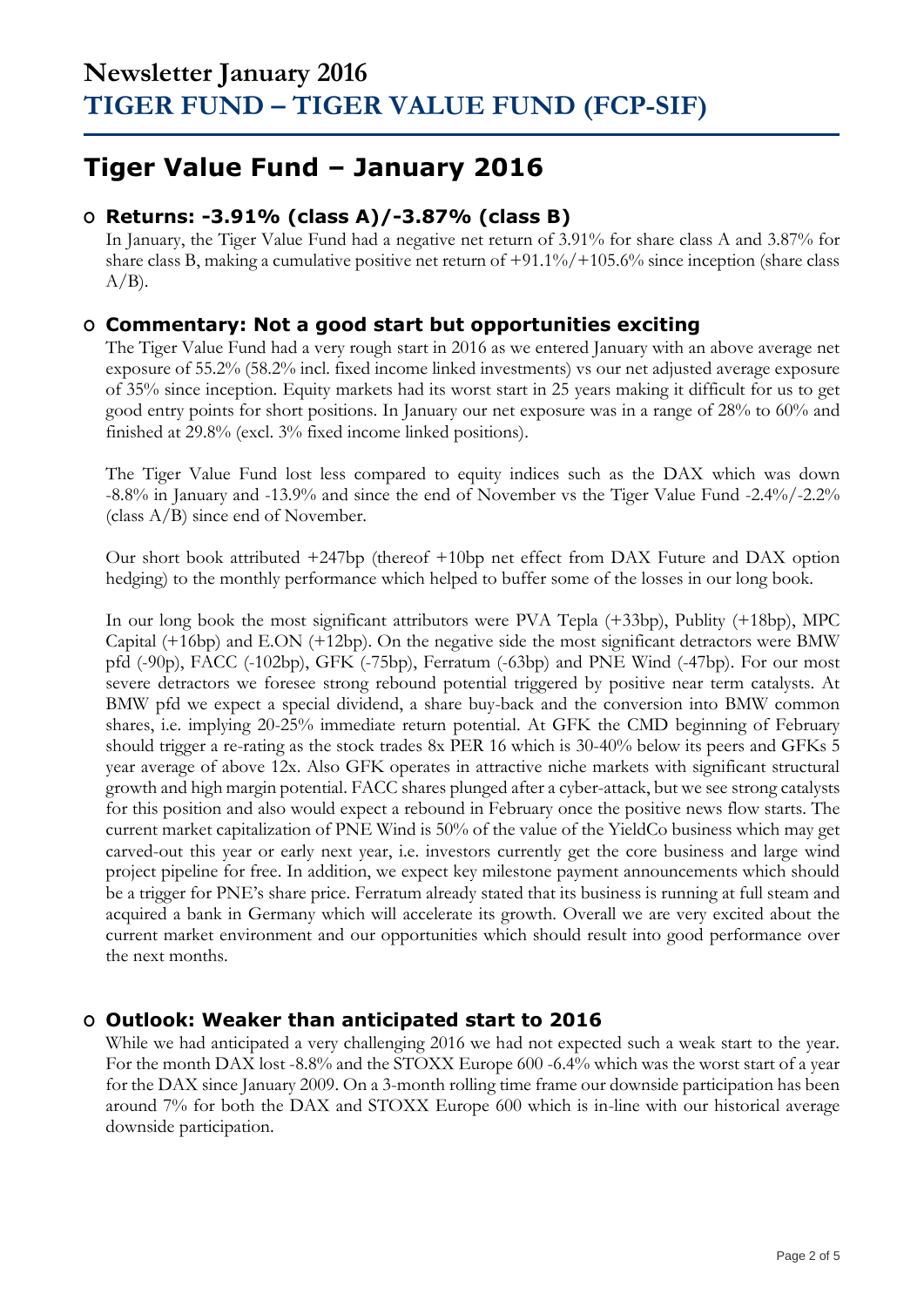# Newsletter January 2016
# TIGER FUND – TIGER VALUE FUND (FCP-SIF)

## Tiger Value Fund – January 2016

### Returns: -3.91% (class A)/-3.87% (class B)

In January, the Tiger Value Fund had a negative net return of 3.91% for share class A and 3.87% for share class B, making a cumulative positive net return of +91.1%/+105.6% since inception (share class A/B).

### Commentary: Not a good start but opportunities exciting

The Tiger Value Fund had a very rough start in 2016 as we entered January with an above average net exposure of 55.2% (58.2% incl. fixed income linked investments) vs our net adjusted average exposure of 35% since inception. Equity markets had its worst start in 25 years making it difficult for us to get good entry points for short positions. In January our net exposure was in a range of 28% to 60% and finished at 29.8% (excl. 3% fixed income linked positions).

The Tiger Value Fund lost less compared to equity indices such as the DAX which was down -8.8% in January and -13.9% and since the end of November vs the Tiger Value Fund -2.4%/-2.2% (class A/B) since end of November.

Our short book attributed +247bp (thereof +10bp net effect from DAX Future and DAX option hedging) to the monthly performance which helped to buffer some of the losses in our long book.

In our long book the most significant attributors were PVA Tepla (+33bp), Publity (+18bp), MPC Capital (+16bp) and E.ON (+12bp). On the negative side the most significant detractors were BMW pfd (-90p), FACC (-102bp), GFK (-75bp), Ferratum (-63bp) and PNE Wind (-47bp). For our most severe detractors we foresee strong rebound potential triggered by positive near term catalysts. At BMW pfd we expect a special dividend, a share buy-back and the conversion into BMW common shares, i.e. implying 20-25% immediate return potential. At GFK the CMD beginning of February should trigger a re-rating as the stock trades 8x PER 16 which is 30-40% below its peers and GFKs 5 year average of above 12x. Also GFK operates in attractive niche markets with significant structural growth and high margin potential. FACC shares plunged after a cyber-attack, but we see strong catalysts for this position and also would expect a rebound in February once the positive news flow starts. The current market capitalization of PNE Wind is 50% of the value of the YieldCo business which may get carved-out this year or early next year, i.e. investors currently get the core business and large wind project pipeline for free. In addition, we expect key milestone payment announcements which should be a trigger for PNE's share price. Ferratum already stated that its business is running at full steam and acquired a bank in Germany which will accelerate its growth. Overall we are very excited about the current market environment and our opportunities which should result into good performance over the next months.

### Outlook: Weaker than anticipated start to 2016

While we had anticipated a very challenging 2016 we had not expected such a weak start to the year. For the month DAX lost -8.8% and the STOXX Europe 600 -6.4% which was the worst start of a year for the DAX since January 2009. On a 3-month rolling time frame our downside participation has been around 7% for both the DAX and STOXX Europe 600 which is in-line with our historical average downside participation.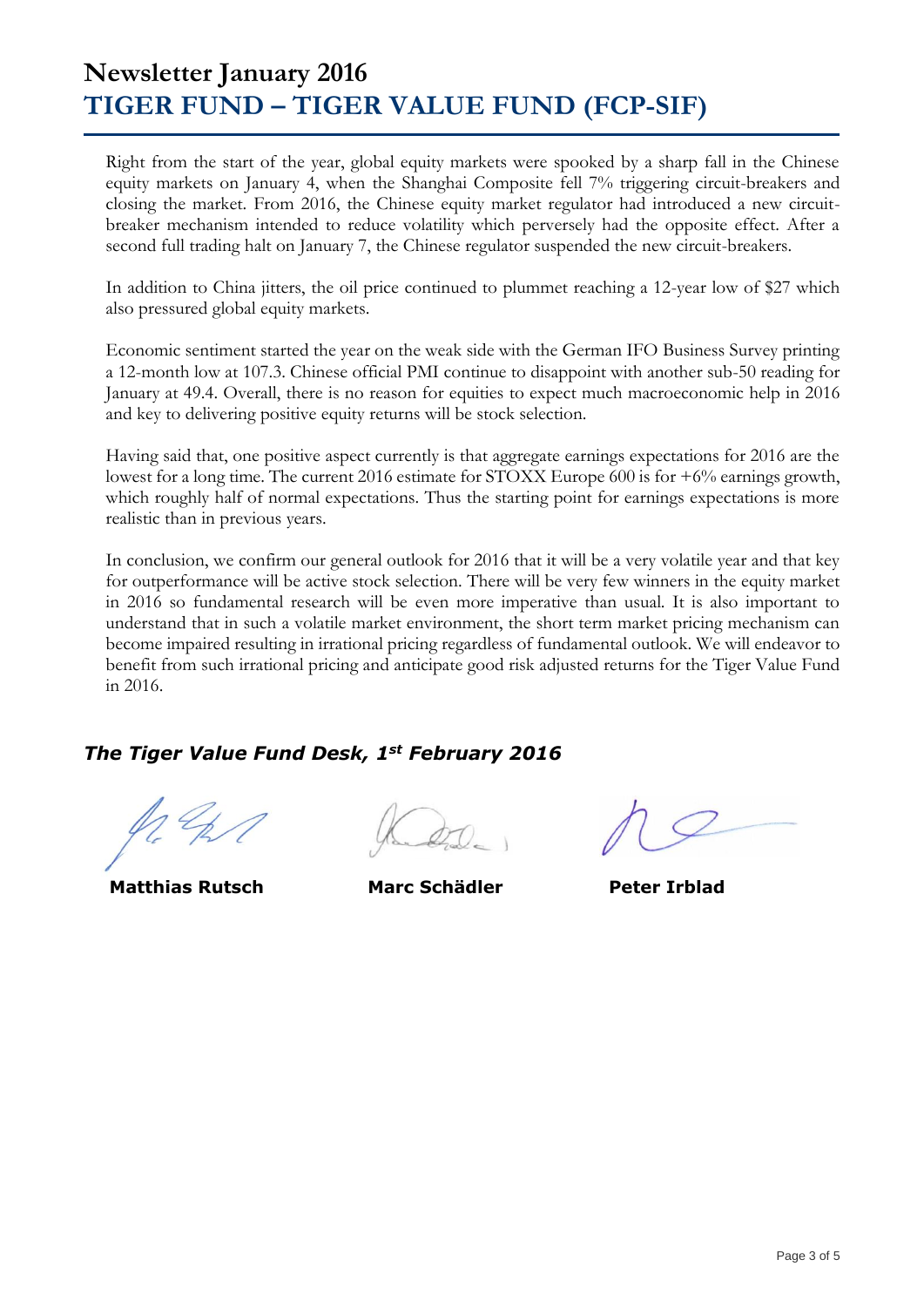# Newsletter January 2016
# TIGER FUND – TIGER VALUE FUND (FCP-SIF)

Right from the start of the year, global equity markets were spooked by a sharp fall in the Chinese equity markets on January 4, when the Shanghai Composite fell 7% triggering circuit-breakers and closing the market. From 2016, the Chinese equity market regulator had introduced a new circuit-breaker mechanism intended to reduce volatility which perversely had the opposite effect. After a second full trading halt on January 7, the Chinese regulator suspended the new circuit-breakers.

In addition to China jitters, the oil price continued to plummet reaching a 12-year low of $27 which also pressured global equity markets.

Economic sentiment started the year on the weak side with the German IFO Business Survey printing a 12-month low at 107.3. Chinese official PMI continue to disappoint with another sub-50 reading for January at 49.4. Overall, there is no reason for equities to expect much macroeconomic help in 2016 and key to delivering positive equity returns will be stock selection.

Having said that, one positive aspect currently is that aggregate earnings expectations for 2016 are the lowest for a long time. The current 2016 estimate for STOXX Europe 600 is for +6% earnings growth, which roughly half of normal expectations. Thus the starting point for earnings expectations is more realistic than in previous years.

In conclusion, we confirm our general outlook for 2016 that it will be a very volatile year and that key for outperformance will be active stock selection. There will be very few winners in the equity market in 2016 so fundamental research will be even more imperative than usual. It is also important to understand that in such a volatile market environment, the short term market pricing mechanism can become impaired resulting in irrational pricing regardless of fundamental outlook. We will endeavor to benefit from such irrational pricing and anticipate good risk adjusted returns for the Tiger Value Fund in 2016.

***The Tiger Value Fund Desk, 1st February 2016***

**Matthias Rutsch** **Marc Schädler** **Peter Irblad**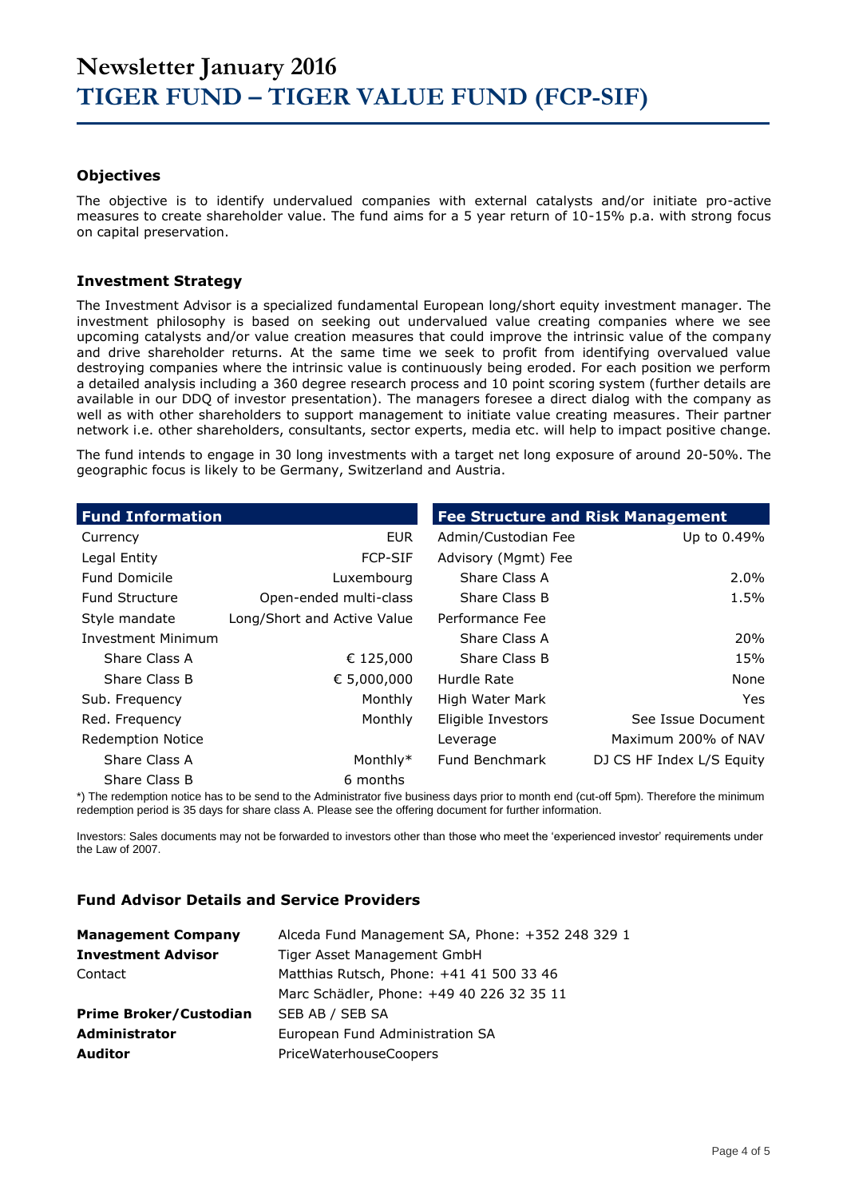# Newsletter January 2016
# TIGER FUND – TIGER VALUE FUND (FCP-SIF)

### Objectives

The objective is to identify undervalued companies with external catalysts and/or initiate pro-active measures to create shareholder value. The fund aims for a 5 year return of 10-15% p.a. with strong focus on capital preservation.

### Investment Strategy

The Investment Advisor is a specialized fundamental European long/short equity investment manager. The investment philosophy is based on seeking out undervalued value creating companies where we see upcoming catalysts and/or value creation measures that could improve the intrinsic value of the company and drive shareholder returns. At the same time we seek to profit from identifying overvalued value destroying companies where the intrinsic value is continuously being eroded. For each position we perform a detailed analysis including a 360 degree research process and 10 point scoring system (further details are available in our DDQ of investor presentation). The managers foresee a direct dialog with the company as well as with other shareholders to support management to initiate value creating measures. Their partner network i.e. other shareholders, consultants, sector experts, media etc. will help to impact positive change.

The fund intends to engage in 30 long investments with a target net long exposure of around 20-50%. The geographic focus is likely to be Germany, Switzerland and Austria.

| Fund Information | | Fee Structure and Risk Management | |
|---|---|---|---|
| Currency | EUR | Admin/Custodian Fee | Up to 0.49% |
| Legal Entity | FCP-SIF | Advisory (Mgmt) Fee | |
| Fund Domicile | Luxembourg | Share Class A | 2.0% |
| Fund Structure | Open-ended multi-class | Share Class B | 1.5% |
| Style mandate | Long/Short and Active Value | Performance Fee | |
| Investment Minimum | | Share Class A | 20% |
| Share Class A | € 125,000 | Share Class B | 15% |
| Share Class B | € 5,000,000 | Hurdle Rate | None |
| Sub. Frequency | Monthly | High Water Mark | Yes |
| Red. Frequency | Monthly | Eligible Investors | See Issue Document |
| Redemption Notice | | Leverage | Maximum 200% of NAV |
| Share Class A | Monthly* | Fund Benchmark | DJ CS HF Index L/S Equity |
| Share Class B | 6 months | | |

*) The redemption notice has to be send to the Administrator five business days prior to month end (cut-off 5pm). Therefore the minimum redemption period is 35 days for share class A. Please see the offering document for further information.

Investors: Sales documents may not be forwarded to investors other than those who meet the 'experienced investor' requirements under the Law of 2007.

### Fund Advisor Details and Service Providers

| | |
|---|---|
| **Management Company** | Alceda Fund Management SA, Phone: +352 248 329 1 |
| **Investment Advisor** | Tiger Asset Management GmbH |
| Contact | Matthias Rutsch, Phone: +41 41 500 33 46 |
| | Marc Schädler, Phone: +49 40 226 32 35 11 |
| **Prime Broker/Custodian** | SEB AB / SEB SA |
| **Administrator** | European Fund Administration SA |
| **Auditor** | PriceWaterhouseCoopers |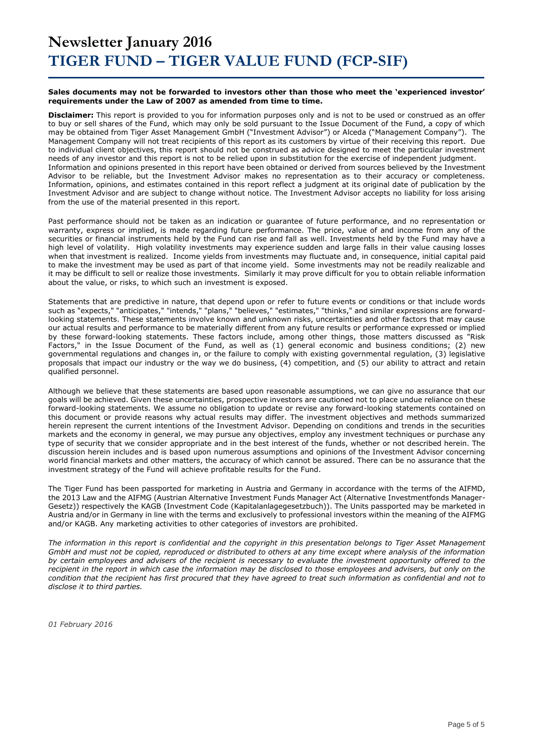# Newsletter January 2016
# TIGER FUND – TIGER VALUE FUND (FCP-SIF)

**Sales documents may not be forwarded to investors other than those who meet the 'experienced investor' requirements under the Law of 2007 as amended from time to time.**

**Disclaimer:** This report is provided to you for information purposes only and is not to be used or construed as an offer to buy or sell shares of the Fund, which may only be sold pursuant to the Issue Document of the Fund, a copy of which may be obtained from Tiger Asset Management GmbH ("Investment Advisor") or Alceda ("Management Company"). The Management Company will not treat recipients of this report as its customers by virtue of their receiving this report. Due to individual client objectives, this report should not be construed as advice designed to meet the particular investment needs of any investor and this report is not to be relied upon in substitution for the exercise of independent judgment. Information and opinions presented in this report have been obtained or derived from sources believed by the Investment Advisor to be reliable, but the Investment Advisor makes no representation as to their accuracy or completeness. Information, opinions, and estimates contained in this report reflect a judgment at its original date of publication by the Investment Advisor and are subject to change without notice. The Investment Advisor accepts no liability for loss arising from the use of the material presented in this report.

Past performance should not be taken as an indication or guarantee of future performance, and no representation or warranty, express or implied, is made regarding future performance. The price, value of and income from any of the securities or financial instruments held by the Fund can rise and fall as well. Investments held by the Fund may have a high level of volatility. High volatility investments may experience sudden and large falls in their value causing losses when that investment is realized. Income yields from investments may fluctuate and, in consequence, initial capital paid to make the investment may be used as part of that income yield. Some investments may not be readily realizable and it may be difficult to sell or realize those investments. Similarly it may prove difficult for you to obtain reliable information about the value, or risks, to which such an investment is exposed.

Statements that are predictive in nature, that depend upon or refer to future events or conditions or that include words such as "expects," "anticipates," "intends," "plans," "believes," "estimates," "thinks," and similar expressions are forward-looking statements. These statements involve known and unknown risks, uncertainties and other factors that may cause our actual results and performance to be materially different from any future results or performance expressed or implied by these forward-looking statements. These factors include, among other things, those matters discussed as "Risk Factors," in the Issue Document of the Fund, as well as (1) general economic and business conditions; (2) new governmental regulations and changes in, or the failure to comply with existing governmental regulation, (3) legislative proposals that impact our industry or the way we do business, (4) competition, and (5) our ability to attract and retain qualified personnel.

Although we believe that these statements are based upon reasonable assumptions, we can give no assurance that our goals will be achieved. Given these uncertainties, prospective investors are cautioned not to place undue reliance on these forward-looking statements. We assume no obligation to update or revise any forward-looking statements contained on this document or provide reasons why actual results may differ. The investment objectives and methods summarized herein represent the current intentions of the Investment Advisor. Depending on conditions and trends in the securities markets and the economy in general, we may pursue any objectives, employ any investment techniques or purchase any type of security that we consider appropriate and in the best interest of the funds, whether or not described herein. The discussion herein includes and is based upon numerous assumptions and opinions of the Investment Advisor concerning world financial markets and other matters, the accuracy of which cannot be assured. There can be no assurance that the investment strategy of the Fund will achieve profitable results for the Fund.

The Tiger Fund has been passported for marketing in Austria and Germany in accordance with the terms of the AIFMD, the 2013 Law and the AIFMG (Austrian Alternative Investment Funds Manager Act (Alternative Investmentfonds Manager-Gesetz)) respectively the KAGB (Investment Code (Kapitalanlagegesetzbuch)). The Units passported may be marketed in Austria and/or in Germany in line with the terms and exclusively to professional investors within the meaning of the AIFMG and/or KAGB. Any marketing activities to other categories of investors are prohibited.

*The information in this report is confidential and the copyright in this presentation belongs to Tiger Asset Management GmbH and must not be copied, reproduced or distributed to others at any time except where analysis of the information by certain employees and advisers of the recipient is necessary to evaluate the investment opportunity offered to the recipient in the report in which case the information may be disclosed to those employees and advisers, but only on the condition that the recipient has first procured that they have agreed to treat such information as confidential and not to disclose it to third parties.*

*01 February 2016*